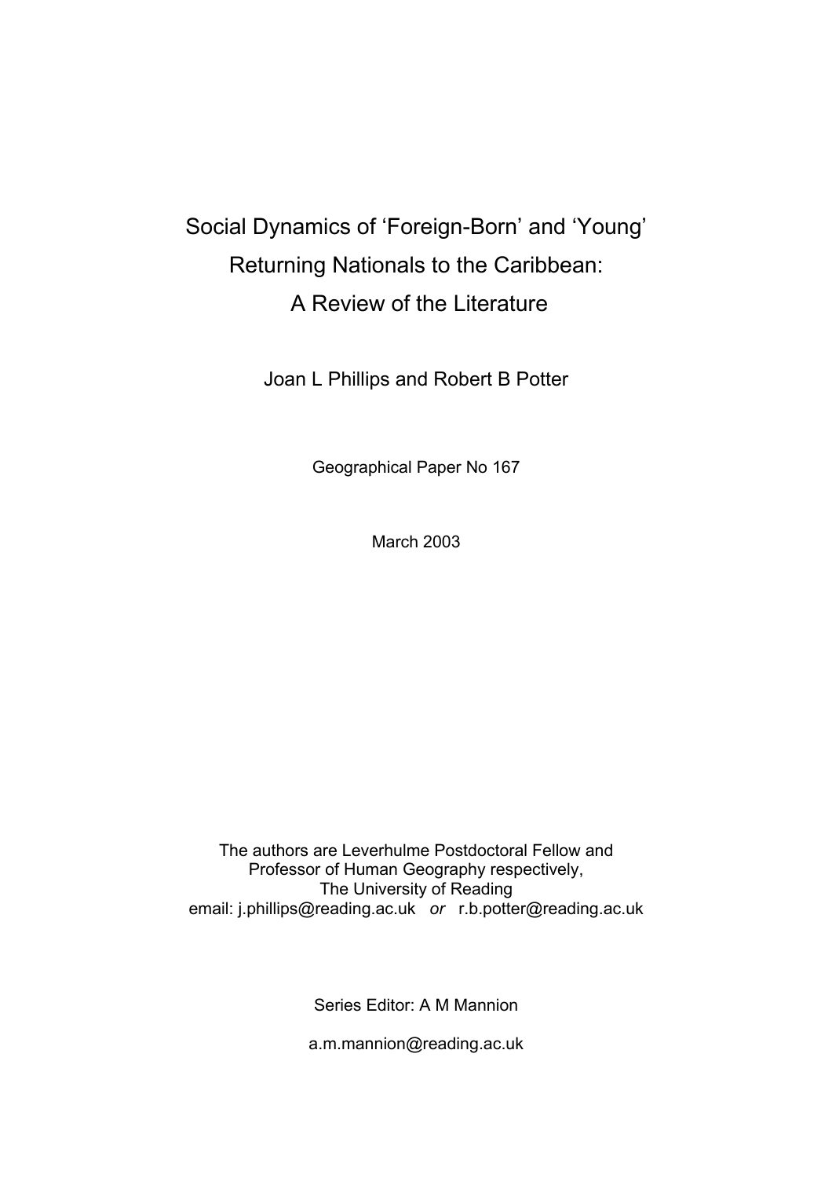# Social Dynamics of 'Foreign-Born' and 'Young' Returning Nationals to the Caribbean: A Review of the Literature

Joan L Phillips and Robert B Potter

Geographical Paper No 167

March 2003

The authors are Leverhulme Postdoctoral Fellow and Professor of Human Geography respectively, The University of Reading
email: j.phillips@reading.ac.uk *or* r.b.potter@reading.ac.uk

Series Editor: A M Mannion

a.m.mannion@reading.ac.uk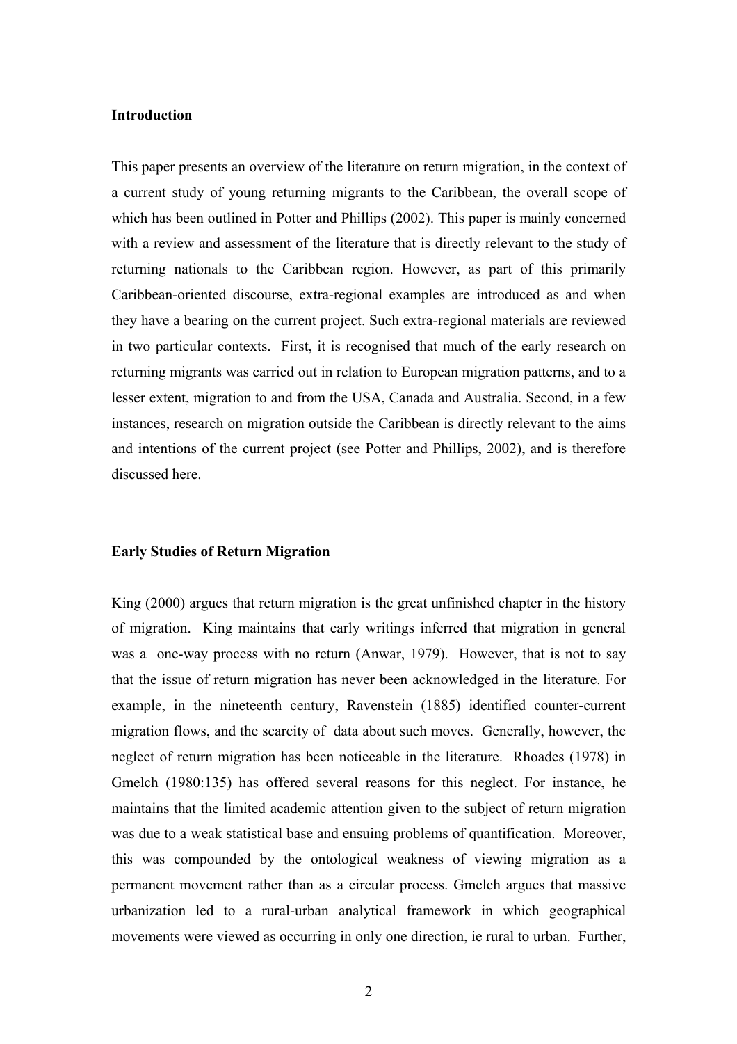**Introduction**

This paper presents an overview of the literature on return migration, in the context of a current study of young returning migrants to the Caribbean, the overall scope of which has been outlined in Potter and Phillips (2002). This paper is mainly concerned with a review and assessment of the literature that is directly relevant to the study of returning nationals to the Caribbean region. However, as part of this primarily Caribbean-oriented discourse, extra-regional examples are introduced as and when they have a bearing on the current project. Such extra-regional materials are reviewed in two particular contexts. First, it is recognised that much of the early research on returning migrants was carried out in relation to European migration patterns, and to a lesser extent, migration to and from the USA, Canada and Australia. Second, in a few instances, research on migration outside the Caribbean is directly relevant to the aims and intentions of the current project (see Potter and Phillips, 2002), and is therefore discussed here.

**Early Studies of Return Migration**

King (2000) argues that return migration is the great unfinished chapter in the history of migration. King maintains that early writings inferred that migration in general was a one-way process with no return (Anwar, 1979). However, that is not to say that the issue of return migration has never been acknowledged in the literature. For example, in the nineteenth century, Ravenstein (1885) identified counter-current migration flows, and the scarcity of data about such moves. Generally, however, the neglect of return migration has been noticeable in the literature. Rhoades (1978) in Gmelch (1980:135) has offered several reasons for this neglect. For instance, he maintains that the limited academic attention given to the subject of return migration was due to a weak statistical base and ensuing problems of quantification. Moreover, this was compounded by the ontological weakness of viewing migration as a permanent movement rather than as a circular process. Gmelch argues that massive urbanization led to a rural-urban analytical framework in which geographical movements were viewed as occurring in only one direction, ie rural to urban. Further,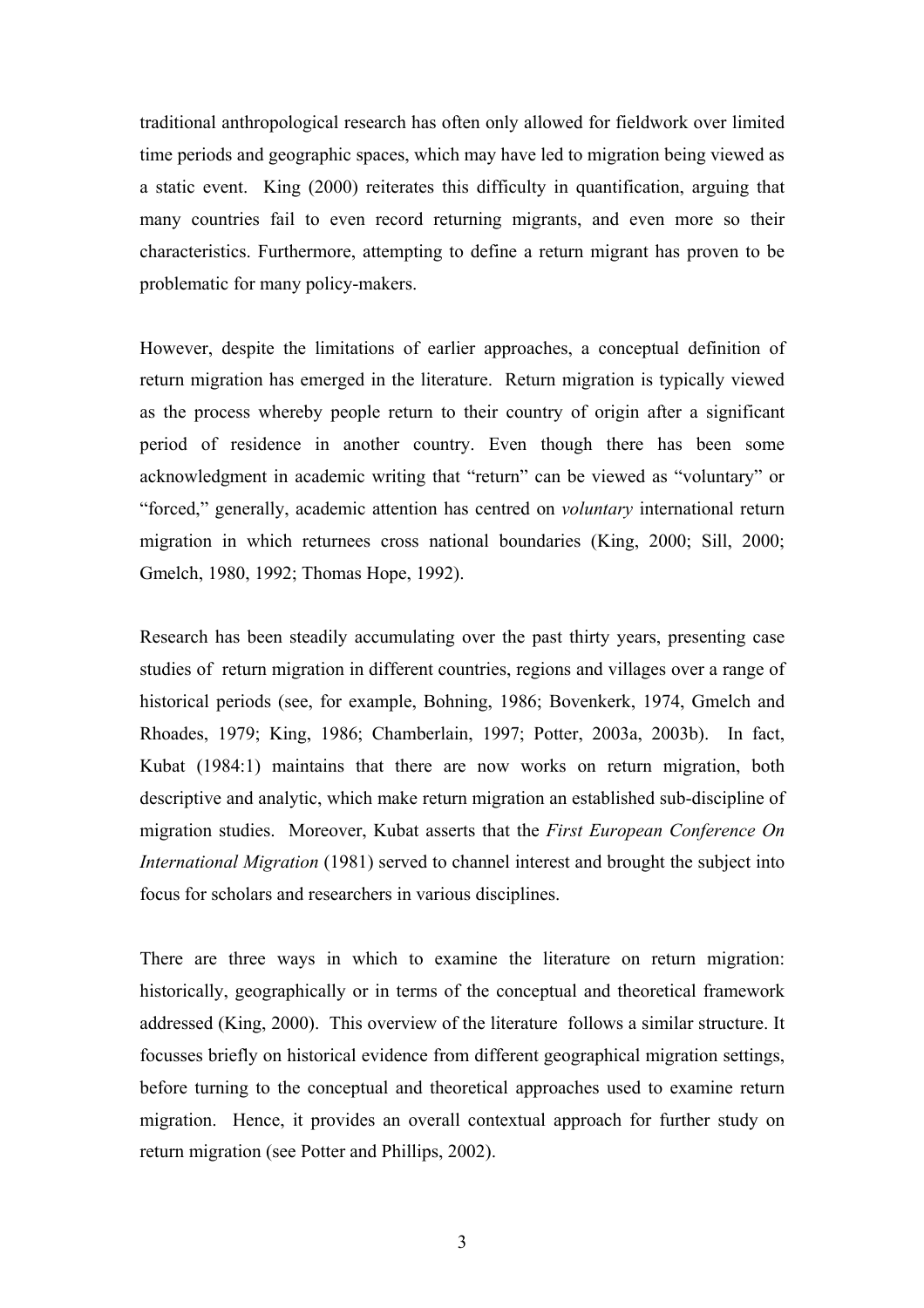traditional anthropological research has often only allowed for fieldwork over limited time periods and geographic spaces, which may have led to migration being viewed as a static event. King (2000) reiterates this difficulty in quantification, arguing that many countries fail to even record returning migrants, and even more so their characteristics. Furthermore, attempting to define a return migrant has proven to be problematic for many policy-makers.

However, despite the limitations of earlier approaches, a conceptual definition of return migration has emerged in the literature. Return migration is typically viewed as the process whereby people return to their country of origin after a significant period of residence in another country. Even though there has been some acknowledgment in academic writing that "return" can be viewed as "voluntary" or "forced," generally, academic attention has centred on *voluntary* international return migration in which returnees cross national boundaries (King, 2000; Sill, 2000; Gmelch, 1980, 1992; Thomas Hope, 1992).

Research has been steadily accumulating over the past thirty years, presenting case studies of return migration in different countries, regions and villages over a range of historical periods (see, for example, Bohning, 1986; Bovenkerk, 1974, Gmelch and Rhoades, 1979; King, 1986; Chamberlain, 1997; Potter, 2003a, 2003b). In fact, Kubat (1984:1) maintains that there are now works on return migration, both descriptive and analytic, which make return migration an established sub-discipline of migration studies. Moreover, Kubat asserts that the *First European Conference On International Migration* (1981) served to channel interest and brought the subject into focus for scholars and researchers in various disciplines.

There are three ways in which to examine the literature on return migration: historically, geographically or in terms of the conceptual and theoretical framework addressed (King, 2000). This overview of the literature follows a similar structure. It focusses briefly on historical evidence from different geographical migration settings, before turning to the conceptual and theoretical approaches used to examine return migration. Hence, it provides an overall contextual approach for further study on return migration (see Potter and Phillips, 2002).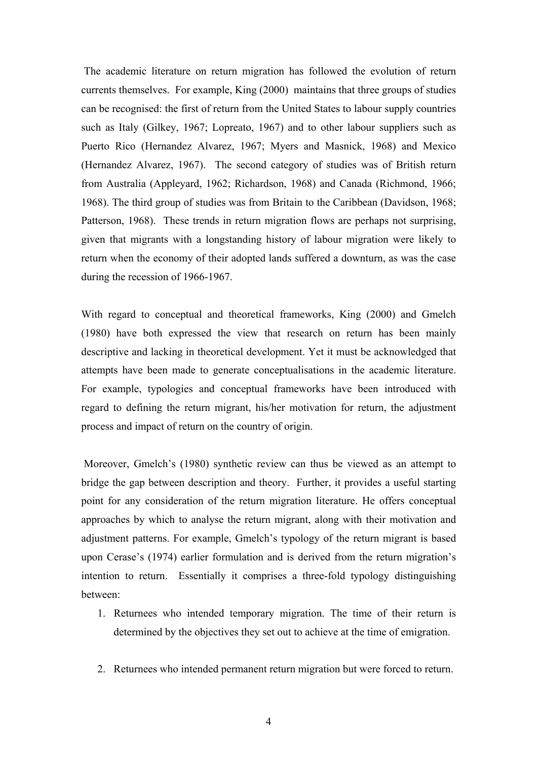The academic literature on return migration has followed the evolution of return currents themselves. For example, King (2000) maintains that three groups of studies can be recognised: the first of return from the United States to labour supply countries such as Italy (Gilkey, 1967; Lopreato, 1967) and to other labour suppliers such as Puerto Rico (Hernandez Alvarez, 1967; Myers and Masnick, 1968) and Mexico (Hernandez Alvarez, 1967). The second category of studies was of British return from Australia (Appleyard, 1962; Richardson, 1968) and Canada (Richmond, 1966; 1968). The third group of studies was from Britain to the Caribbean (Davidson, 1968; Patterson, 1968). These trends in return migration flows are perhaps not surprising, given that migrants with a longstanding history of labour migration were likely to return when the economy of their adopted lands suffered a downturn, as was the case during the recession of 1966-1967.

With regard to conceptual and theoretical frameworks, King (2000) and Gmelch (1980) have both expressed the view that research on return has been mainly descriptive and lacking in theoretical development. Yet it must be acknowledged that attempts have been made to generate conceptualisations in the academic literature. For example, typologies and conceptual frameworks have been introduced with regard to defining the return migrant, his/her motivation for return, the adjustment process and impact of return on the country of origin.

Moreover, Gmelch's (1980) synthetic review can thus be viewed as an attempt to bridge the gap between description and theory. Further, it provides a useful starting point for any consideration of the return migration literature. He offers conceptual approaches by which to analyse the return migrant, along with their motivation and adjustment patterns. For example, Gmelch's typology of the return migrant is based upon Cerase's (1974) earlier formulation and is derived from the return migration's intention to return. Essentially it comprises a three-fold typology distinguishing between:

1. Returnees who intended temporary migration. The time of their return is determined by the objectives they set out to achieve at the time of emigration.

2. Returnees who intended permanent return migration but were forced to return.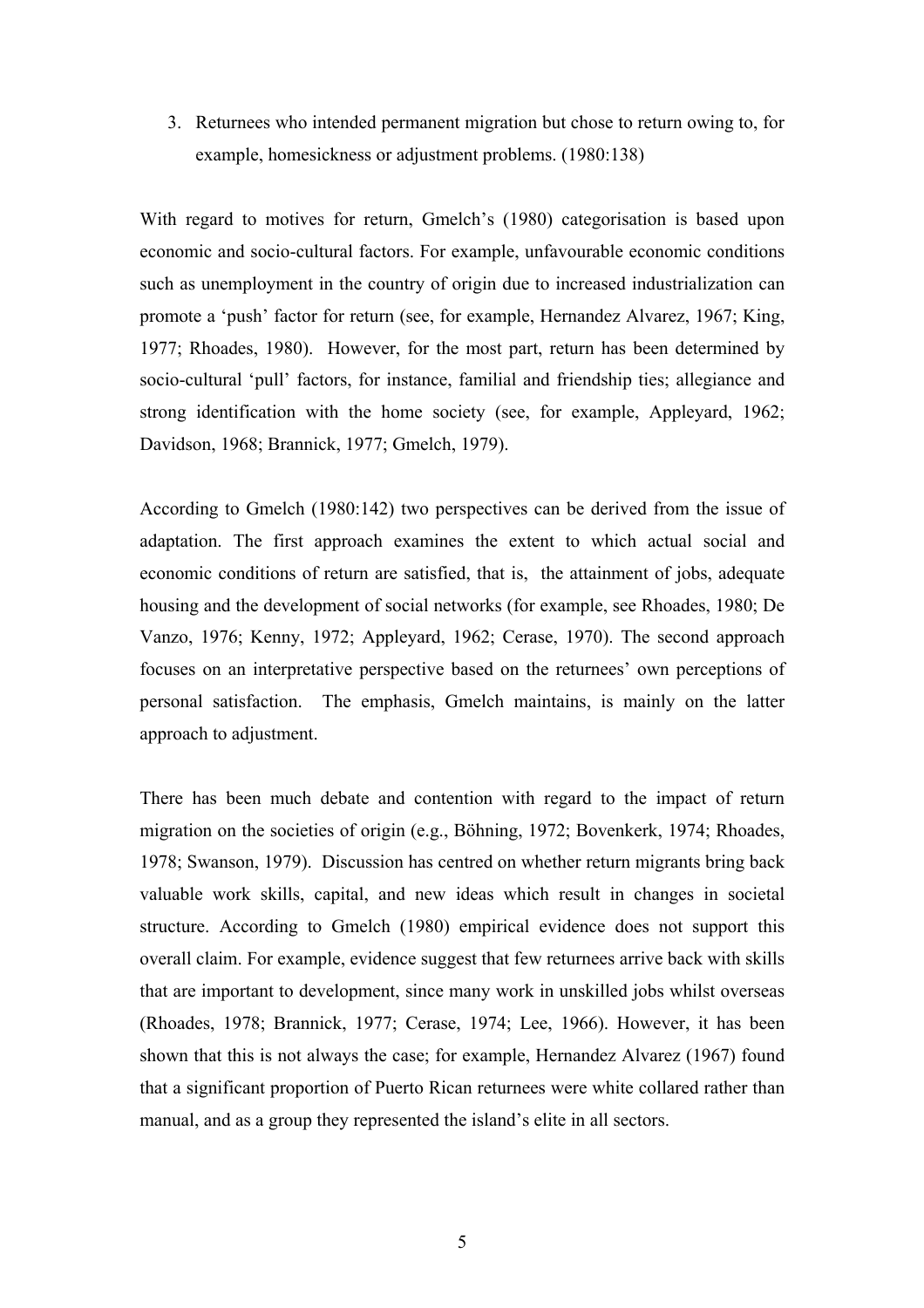3. Returnees who intended permanent migration but chose to return owing to, for example, homesickness or adjustment problems. (1980:138)

With regard to motives for return, Gmelch's (1980) categorisation is based upon economic and socio-cultural factors. For example, unfavourable economic conditions such as unemployment in the country of origin due to increased industrialization can promote a 'push' factor for return (see, for example, Hernandez Alvarez, 1967; King, 1977; Rhoades, 1980). However, for the most part, return has been determined by socio-cultural 'pull' factors, for instance, familial and friendship ties; allegiance and strong identification with the home society (see, for example, Appleyard, 1962; Davidson, 1968; Brannick, 1977; Gmelch, 1979).

According to Gmelch (1980:142) two perspectives can be derived from the issue of adaptation. The first approach examines the extent to which actual social and economic conditions of return are satisfied, that is, the attainment of jobs, adequate housing and the development of social networks (for example, see Rhoades, 1980; De Vanzo, 1976; Kenny, 1972; Appleyard, 1962; Cerase, 1970). The second approach focuses on an interpretative perspective based on the returnees' own perceptions of personal satisfaction. The emphasis, Gmelch maintains, is mainly on the latter approach to adjustment.

There has been much debate and contention with regard to the impact of return migration on the societies of origin (e.g., Böhning, 1972; Bovenkerk, 1974; Rhoades, 1978; Swanson, 1979). Discussion has centred on whether return migrants bring back valuable work skills, capital, and new ideas which result in changes in societal structure. According to Gmelch (1980) empirical evidence does not support this overall claim. For example, evidence suggest that few returnees arrive back with skills that are important to development, since many work in unskilled jobs whilst overseas (Rhoades, 1978; Brannick, 1977; Cerase, 1974; Lee, 1966). However, it has been shown that this is not always the case; for example, Hernandez Alvarez (1967) found that a significant proportion of Puerto Rican returnees were white collared rather than manual, and as a group they represented the island's elite in all sectors.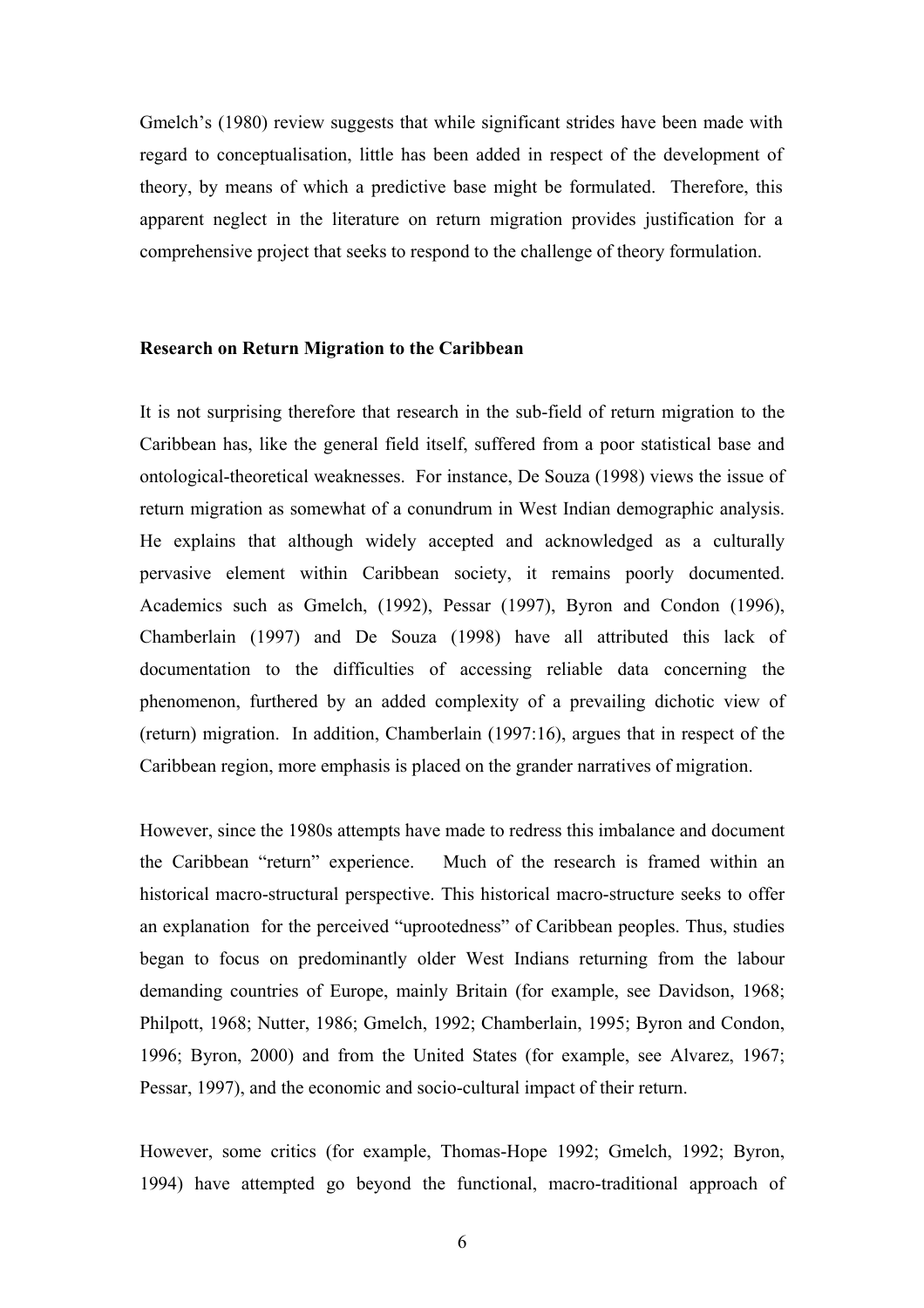Gmelch's (1980) review suggests that while significant strides have been made with regard to conceptualisation, little has been added in respect of the development of theory, by means of which a predictive base might be formulated. Therefore, this apparent neglect in the literature on return migration provides justification for a comprehensive project that seeks to respond to the challenge of theory formulation.

## Research on Return Migration to the Caribbean

It is not surprising therefore that research in the sub-field of return migration to the Caribbean has, like the general field itself, suffered from a poor statistical base and ontological-theoretical weaknesses. For instance, De Souza (1998) views the issue of return migration as somewhat of a conundrum in West Indian demographic analysis. He explains that although widely accepted and acknowledged as a culturally pervasive element within Caribbean society, it remains poorly documented. Academics such as Gmelch, (1992), Pessar (1997), Byron and Condon (1996), Chamberlain (1997) and De Souza (1998) have all attributed this lack of documentation to the difficulties of accessing reliable data concerning the phenomenon, furthered by an added complexity of a prevailing dichotic view of (return) migration. In addition, Chamberlain (1997:16), argues that in respect of the Caribbean region, more emphasis is placed on the grander narratives of migration.

However, since the 1980s attempts have made to redress this imbalance and document the Caribbean "return" experience. Much of the research is framed within an historical macro-structural perspective. This historical macro-structure seeks to offer an explanation for the perceived "uprootedness" of Caribbean peoples. Thus, studies began to focus on predominantly older West Indians returning from the labour demanding countries of Europe, mainly Britain (for example, see Davidson, 1968; Philpott, 1968; Nutter, 1986; Gmelch, 1992; Chamberlain, 1995; Byron and Condon, 1996; Byron, 2000) and from the United States (for example, see Alvarez, 1967; Pessar, 1997), and the economic and socio-cultural impact of their return.

However, some critics (for example, Thomas-Hope 1992; Gmelch, 1992; Byron, 1994) have attempted go beyond the functional, macro-traditional approach of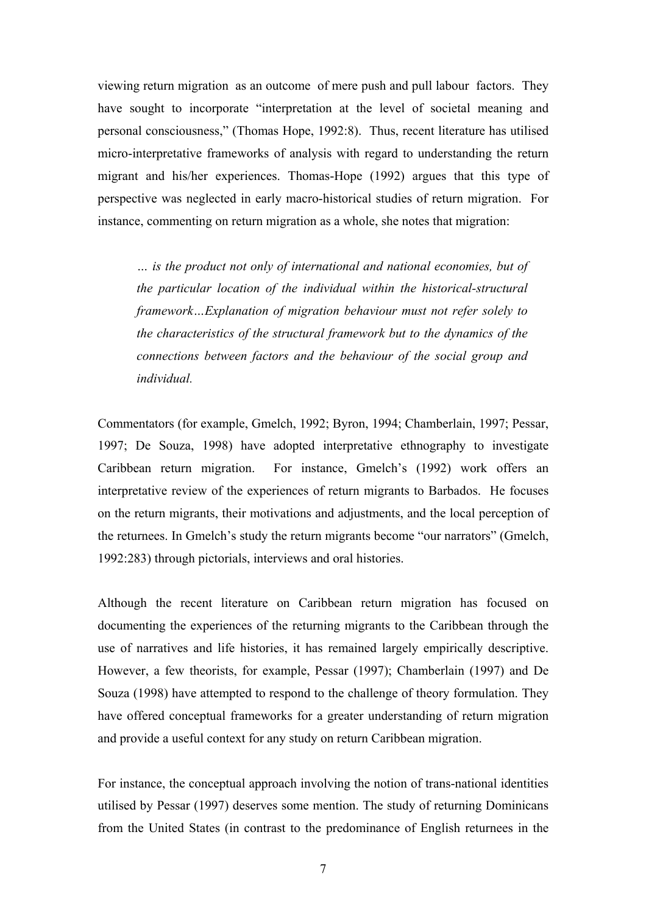viewing return migration as an outcome of mere push and pull labour factors. They have sought to incorporate "interpretation at the level of societal meaning and personal consciousness," (Thomas Hope, 1992:8). Thus, recent literature has utilised micro-interpretative frameworks of analysis with regard to understanding the return migrant and his/her experiences. Thomas-Hope (1992) argues that this type of perspective was neglected in early macro-historical studies of return migration. For instance, commenting on return migration as a whole, she notes that migration:

> *… is the product not only of international and national economies, but of the particular location of the individual within the historical-structural framework…Explanation of migration behaviour must not refer solely to the characteristics of the structural framework but to the dynamics of the connections between factors and the behaviour of the social group and individual.*

Commentators (for example, Gmelch, 1992; Byron, 1994; Chamberlain, 1997; Pessar, 1997; De Souza, 1998) have adopted interpretative ethnography to investigate Caribbean return migration. For instance, Gmelch's (1992) work offers an interpretative review of the experiences of return migrants to Barbados. He focuses on the return migrants, their motivations and adjustments, and the local perception of the returnees. In Gmelch's study the return migrants become "our narrators" (Gmelch, 1992:283) through pictorials, interviews and oral histories.

Although the recent literature on Caribbean return migration has focused on documenting the experiences of the returning migrants to the Caribbean through the use of narratives and life histories, it has remained largely empirically descriptive. However, a few theorists, for example, Pessar (1997); Chamberlain (1997) and De Souza (1998) have attempted to respond to the challenge of theory formulation. They have offered conceptual frameworks for a greater understanding of return migration and provide a useful context for any study on return Caribbean migration.

For instance, the conceptual approach involving the notion of trans-national identities utilised by Pessar (1997) deserves some mention. The study of returning Dominicans from the United States (in contrast to the predominance of English returnees in the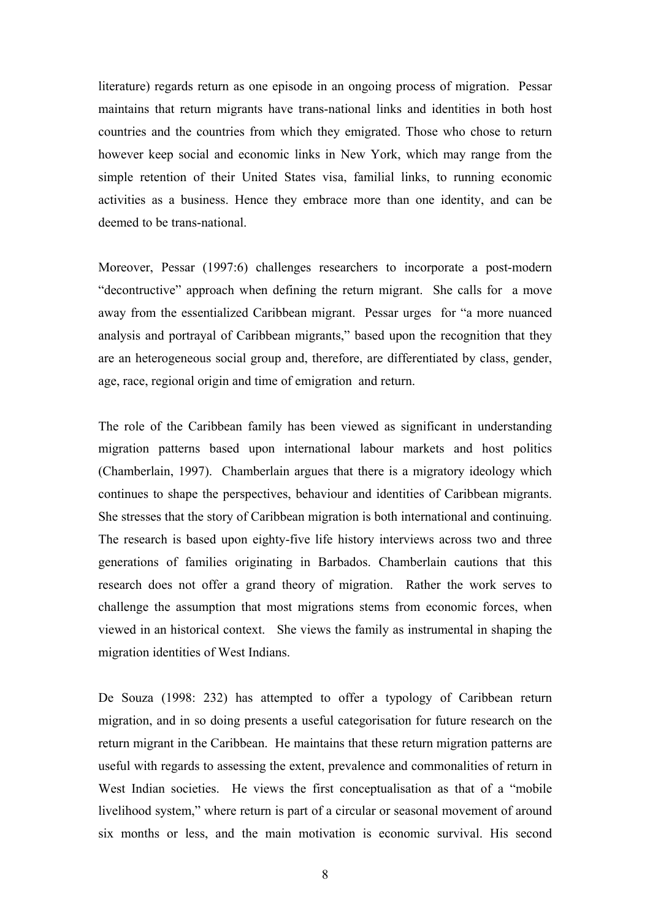literature) regards return as one episode in an ongoing process of migration. Pessar maintains that return migrants have trans-national links and identities in both host countries and the countries from which they emigrated. Those who chose to return however keep social and economic links in New York, which may range from the simple retention of their United States visa, familial links, to running economic activities as a business. Hence they embrace more than one identity, and can be deemed to be trans-national.

Moreover, Pessar (1997:6) challenges researchers to incorporate a post-modern "decontructive" approach when defining the return migrant. She calls for a move away from the essentialized Caribbean migrant. Pessar urges for "a more nuanced analysis and portrayal of Caribbean migrants," based upon the recognition that they are an heterogeneous social group and, therefore, are differentiated by class, gender, age, race, regional origin and time of emigration and return.

The role of the Caribbean family has been viewed as significant in understanding migration patterns based upon international labour markets and host politics (Chamberlain, 1997). Chamberlain argues that there is a migratory ideology which continues to shape the perspectives, behaviour and identities of Caribbean migrants. She stresses that the story of Caribbean migration is both international and continuing. The research is based upon eighty-five life history interviews across two and three generations of families originating in Barbados. Chamberlain cautions that this research does not offer a grand theory of migration. Rather the work serves to challenge the assumption that most migrations stems from economic forces, when viewed in an historical context. She views the family as instrumental in shaping the migration identities of West Indians.

De Souza (1998: 232) has attempted to offer a typology of Caribbean return migration, and in so doing presents a useful categorisation for future research on the return migrant in the Caribbean. He maintains that these return migration patterns are useful with regards to assessing the extent, prevalence and commonalities of return in West Indian societies. He views the first conceptualisation as that of a "mobile livelihood system," where return is part of a circular or seasonal movement of around six months or less, and the main motivation is economic survival. His second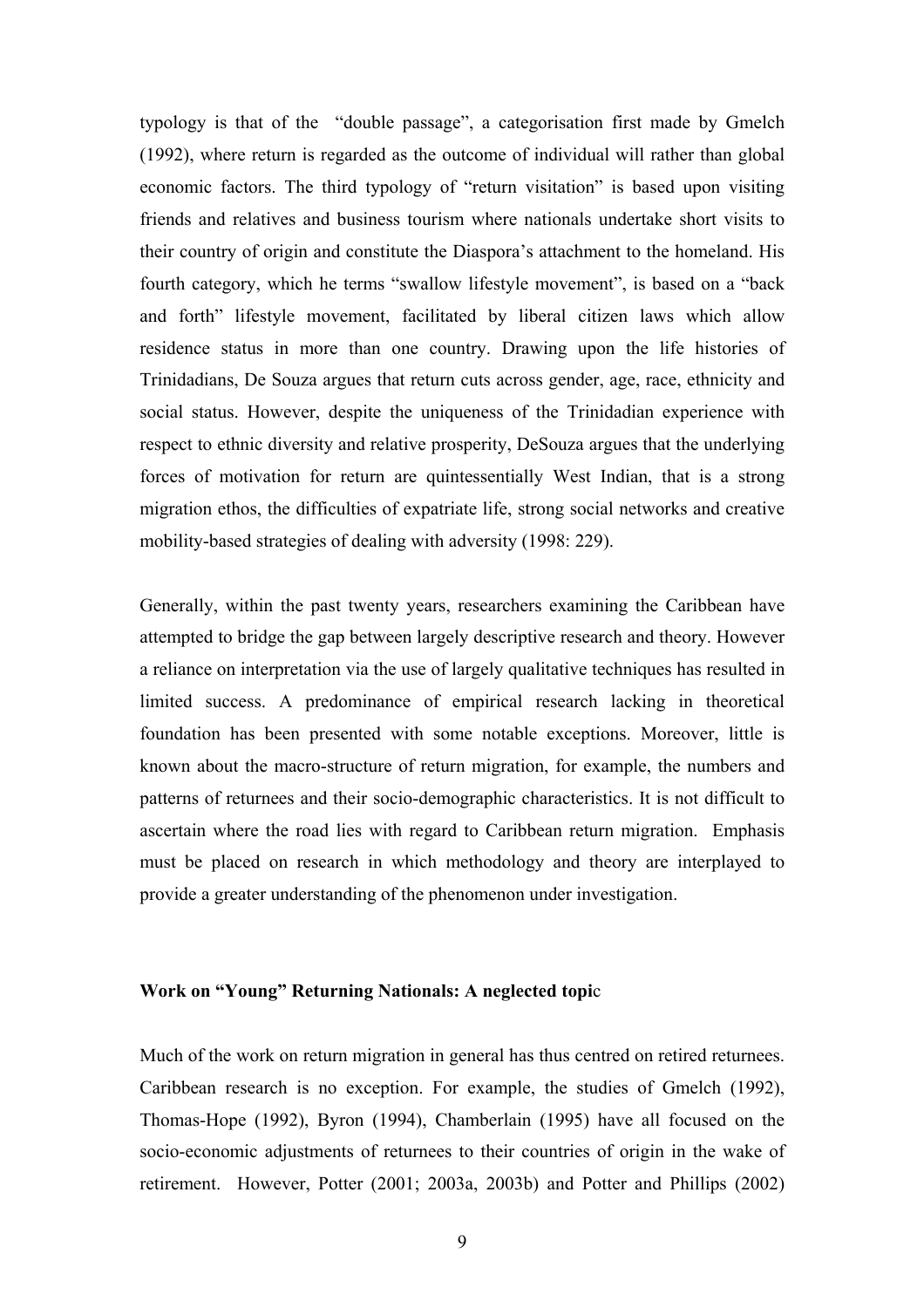typology is that of the "double passage", a categorisation first made by Gmelch (1992), where return is regarded as the outcome of individual will rather than global economic factors. The third typology of "return visitation" is based upon visiting friends and relatives and business tourism where nationals undertake short visits to their country of origin and constitute the Diaspora's attachment to the homeland. His fourth category, which he terms "swallow lifestyle movement", is based on a "back and forth" lifestyle movement, facilitated by liberal citizen laws which allow residence status in more than one country. Drawing upon the life histories of Trinidadians, De Souza argues that return cuts across gender, age, race, ethnicity and social status. However, despite the uniqueness of the Trinidadian experience with respect to ethnic diversity and relative prosperity, DeSouza argues that the underlying forces of motivation for return are quintessentially West Indian, that is a strong migration ethos, the difficulties of expatriate life, strong social networks and creative mobility-based strategies of dealing with adversity (1998: 229).

Generally, within the past twenty years, researchers examining the Caribbean have attempted to bridge the gap between largely descriptive research and theory. However a reliance on interpretation via the use of largely qualitative techniques has resulted in limited success. A predominance of empirical research lacking in theoretical foundation has been presented with some notable exceptions. Moreover, little is known about the macro-structure of return migration, for example, the numbers and patterns of returnees and their socio-demographic characteristics. It is not difficult to ascertain where the road lies with regard to Caribbean return migration. Emphasis must be placed on research in which methodology and theory are interplayed to provide a greater understanding of the phenomenon under investigation.

**Work on "Young" Returning Nationals: A neglected topic**

Much of the work on return migration in general has thus centred on retired returnees. Caribbean research is no exception. For example, the studies of Gmelch (1992), Thomas-Hope (1992), Byron (1994), Chamberlain (1995) have all focused on the socio-economic adjustments of returnees to their countries of origin in the wake of retirement. However, Potter (2001; 2003a, 2003b) and Potter and Phillips (2002)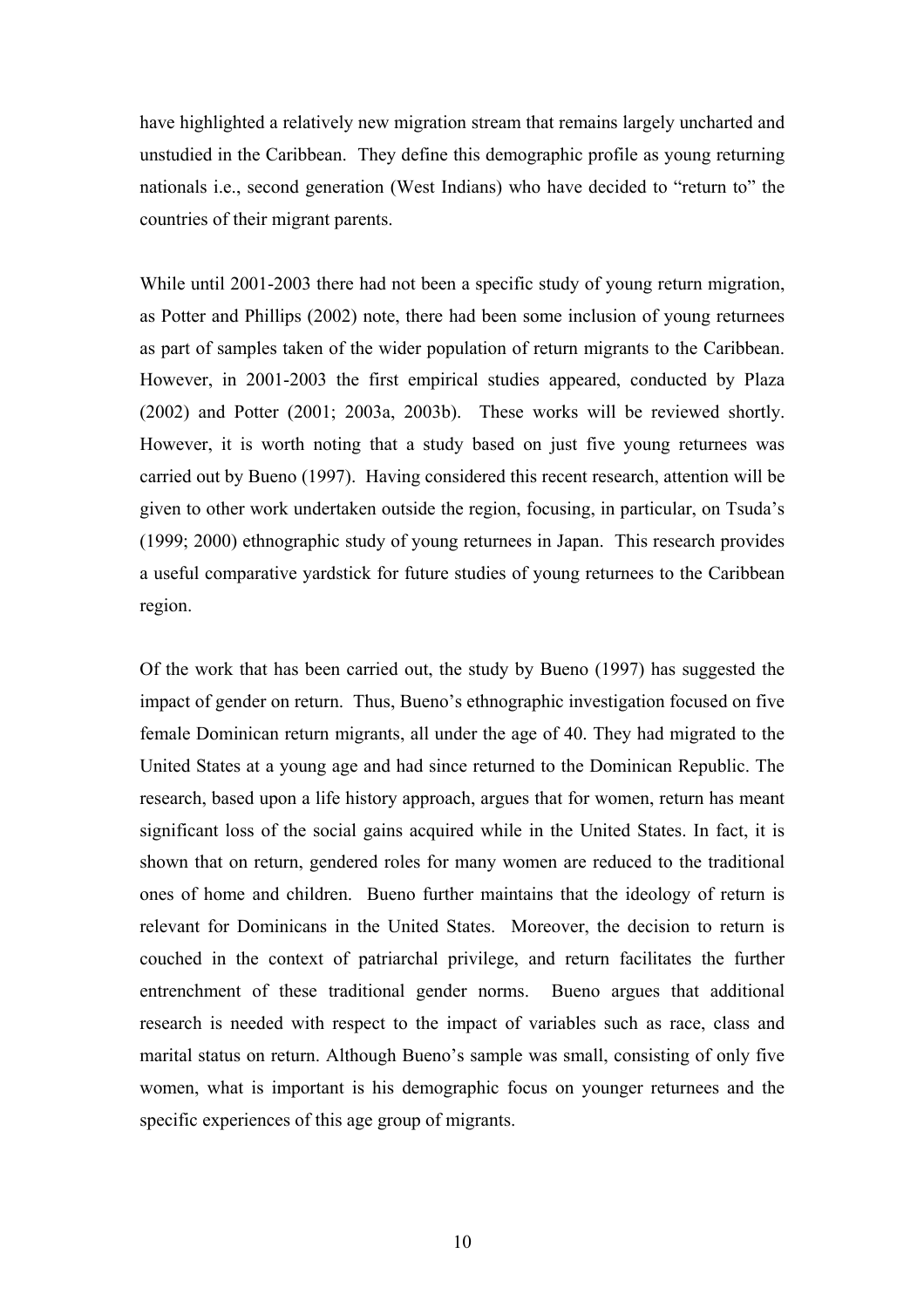have highlighted a relatively new migration stream that remains largely uncharted and unstudied in the Caribbean. They define this demographic profile as young returning nationals i.e., second generation (West Indians) who have decided to "return to" the countries of their migrant parents.

While until 2001-2003 there had not been a specific study of young return migration, as Potter and Phillips (2002) note, there had been some inclusion of young returnees as part of samples taken of the wider population of return migrants to the Caribbean. However, in 2001-2003 the first empirical studies appeared, conducted by Plaza (2002) and Potter (2001; 2003a, 2003b). These works will be reviewed shortly. However, it is worth noting that a study based on just five young returnees was carried out by Bueno (1997). Having considered this recent research, attention will be given to other work undertaken outside the region, focusing, in particular, on Tsuda's (1999; 2000) ethnographic study of young returnees in Japan. This research provides a useful comparative yardstick for future studies of young returnees to the Caribbean region.

Of the work that has been carried out, the study by Bueno (1997) has suggested the impact of gender on return. Thus, Bueno's ethnographic investigation focused on five female Dominican return migrants, all under the age of 40. They had migrated to the United States at a young age and had since returned to the Dominican Republic. The research, based upon a life history approach, argues that for women, return has meant significant loss of the social gains acquired while in the United States. In fact, it is shown that on return, gendered roles for many women are reduced to the traditional ones of home and children. Bueno further maintains that the ideology of return is relevant for Dominicans in the United States. Moreover, the decision to return is couched in the context of patriarchal privilege, and return facilitates the further entrenchment of these traditional gender norms. Bueno argues that additional research is needed with respect to the impact of variables such as race, class and marital status on return. Although Bueno's sample was small, consisting of only five women, what is important is his demographic focus on younger returnees and the specific experiences of this age group of migrants.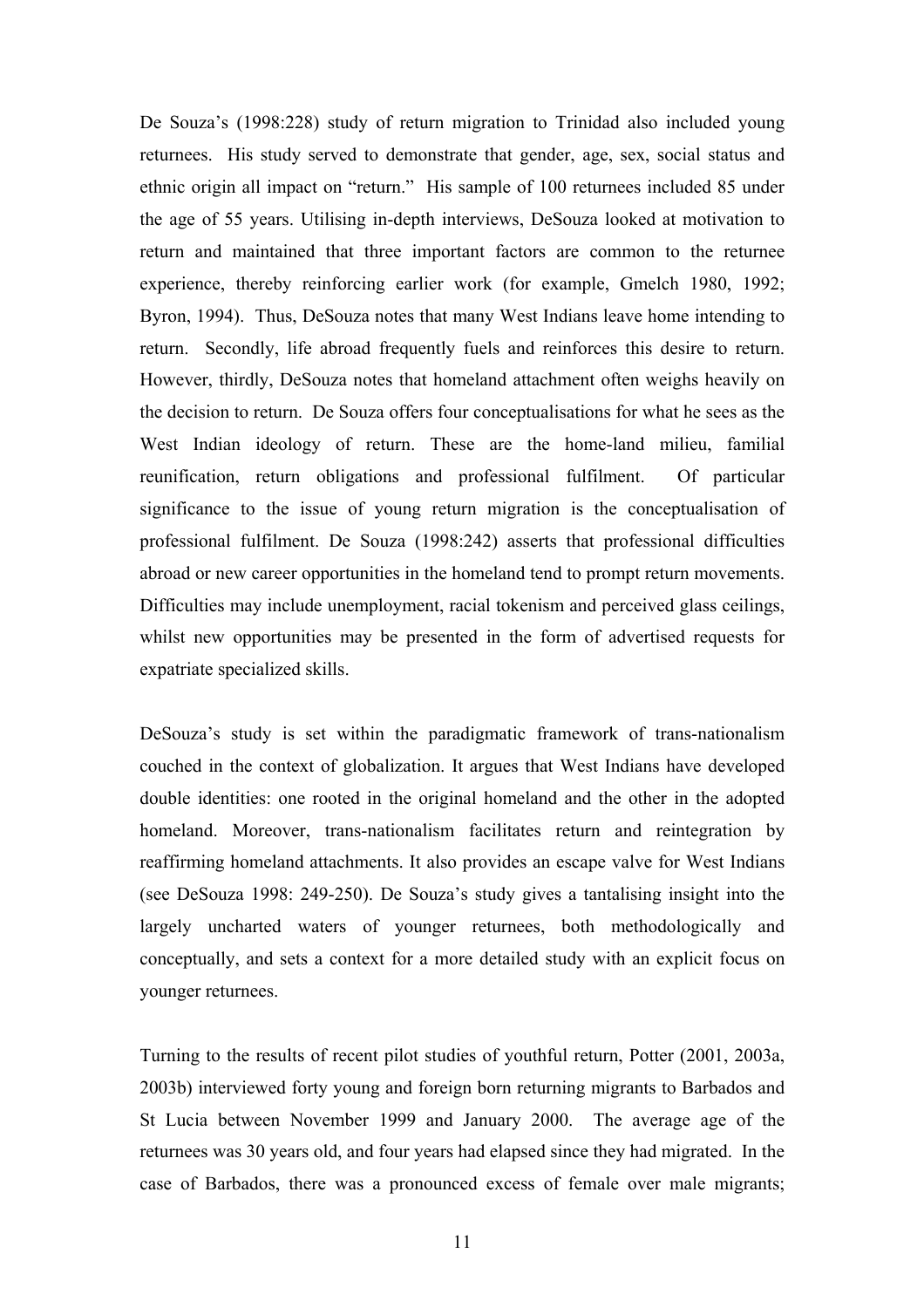De Souza's (1998:228) study of return migration to Trinidad also included young returnees. His study served to demonstrate that gender, age, sex, social status and ethnic origin all impact on "return." His sample of 100 returnees included 85 under the age of 55 years. Utilising in-depth interviews, DeSouza looked at motivation to return and maintained that three important factors are common to the returnee experience, thereby reinforcing earlier work (for example, Gmelch 1980, 1992; Byron, 1994). Thus, DeSouza notes that many West Indians leave home intending to return. Secondly, life abroad frequently fuels and reinforces this desire to return. However, thirdly, DeSouza notes that homeland attachment often weighs heavily on the decision to return. De Souza offers four conceptualisations for what he sees as the West Indian ideology of return. These are the home-land milieu, familial reunification, return obligations and professional fulfilment. Of particular significance to the issue of young return migration is the conceptualisation of professional fulfilment. De Souza (1998:242) asserts that professional difficulties abroad or new career opportunities in the homeland tend to prompt return movements. Difficulties may include unemployment, racial tokenism and perceived glass ceilings, whilst new opportunities may be presented in the form of advertised requests for expatriate specialized skills.

DeSouza's study is set within the paradigmatic framework of trans-nationalism couched in the context of globalization. It argues that West Indians have developed double identities: one rooted in the original homeland and the other in the adopted homeland. Moreover, trans-nationalism facilitates return and reintegration by reaffirming homeland attachments. It also provides an escape valve for West Indians (see DeSouza 1998: 249-250). De Souza's study gives a tantalising insight into the largely uncharted waters of younger returnees, both methodologically and conceptually, and sets a context for a more detailed study with an explicit focus on younger returnees.

Turning to the results of recent pilot studies of youthful return, Potter (2001, 2003a, 2003b) interviewed forty young and foreign born returning migrants to Barbados and St Lucia between November 1999 and January 2000. The average age of the returnees was 30 years old, and four years had elapsed since they had migrated. In the case of Barbados, there was a pronounced excess of female over male migrants;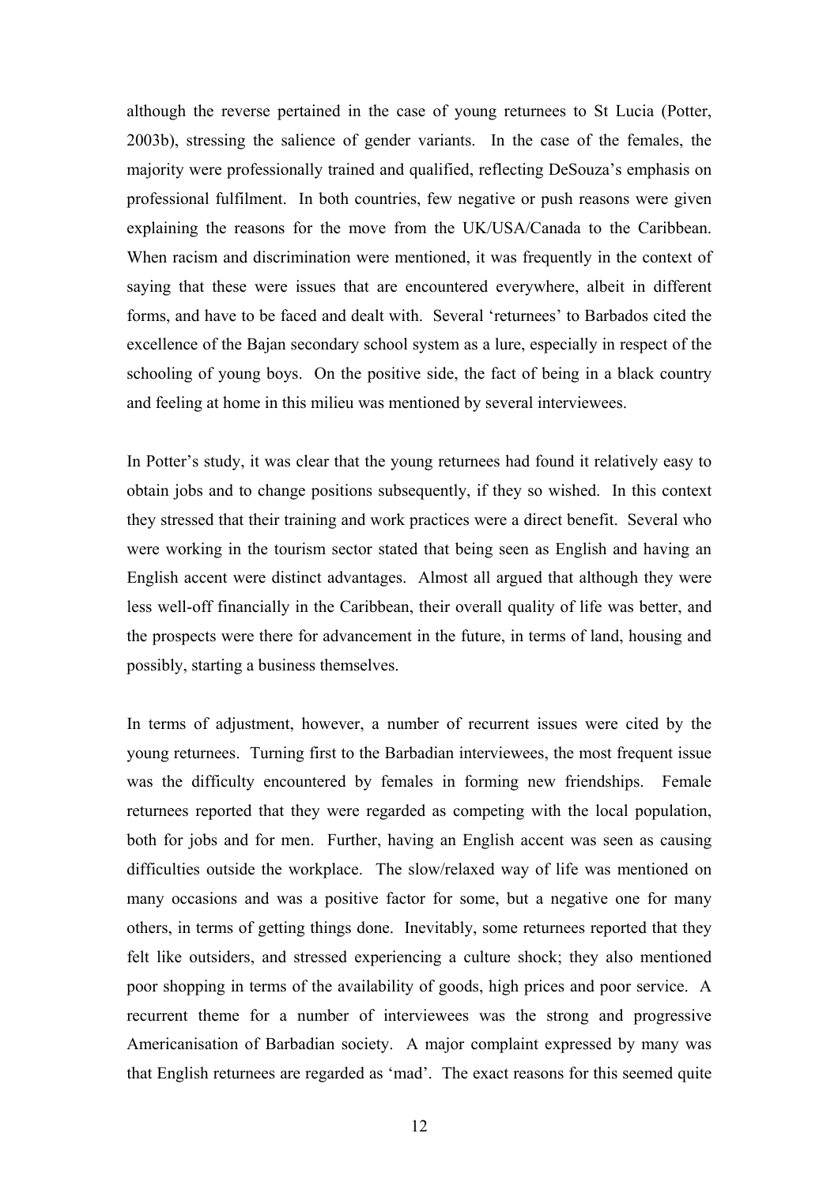although the reverse pertained in the case of young returnees to St Lucia (Potter, 2003b), stressing the salience of gender variants. In the case of the females, the majority were professionally trained and qualified, reflecting DeSouza's emphasis on professional fulfilment. In both countries, few negative or push reasons were given explaining the reasons for the move from the UK/USA/Canada to the Caribbean. When racism and discrimination were mentioned, it was frequently in the context of saying that these were issues that are encountered everywhere, albeit in different forms, and have to be faced and dealt with. Several 'returnees' to Barbados cited the excellence of the Bajan secondary school system as a lure, especially in respect of the schooling of young boys. On the positive side, the fact of being in a black country and feeling at home in this milieu was mentioned by several interviewees.

In Potter's study, it was clear that the young returnees had found it relatively easy to obtain jobs and to change positions subsequently, if they so wished. In this context they stressed that their training and work practices were a direct benefit. Several who were working in the tourism sector stated that being seen as English and having an English accent were distinct advantages. Almost all argued that although they were less well-off financially in the Caribbean, their overall quality of life was better, and the prospects were there for advancement in the future, in terms of land, housing and possibly, starting a business themselves.

In terms of adjustment, however, a number of recurrent issues were cited by the young returnees. Turning first to the Barbadian interviewees, the most frequent issue was the difficulty encountered by females in forming new friendships. Female returnees reported that they were regarded as competing with the local population, both for jobs and for men. Further, having an English accent was seen as causing difficulties outside the workplace. The slow/relaxed way of life was mentioned on many occasions and was a positive factor for some, but a negative one for many others, in terms of getting things done. Inevitably, some returnees reported that they felt like outsiders, and stressed experiencing a culture shock; they also mentioned poor shopping in terms of the availability of goods, high prices and poor service. A recurrent theme for a number of interviewees was the strong and progressive Americanisation of Barbadian society. A major complaint expressed by many was that English returnees are regarded as 'mad'. The exact reasons for this seemed quite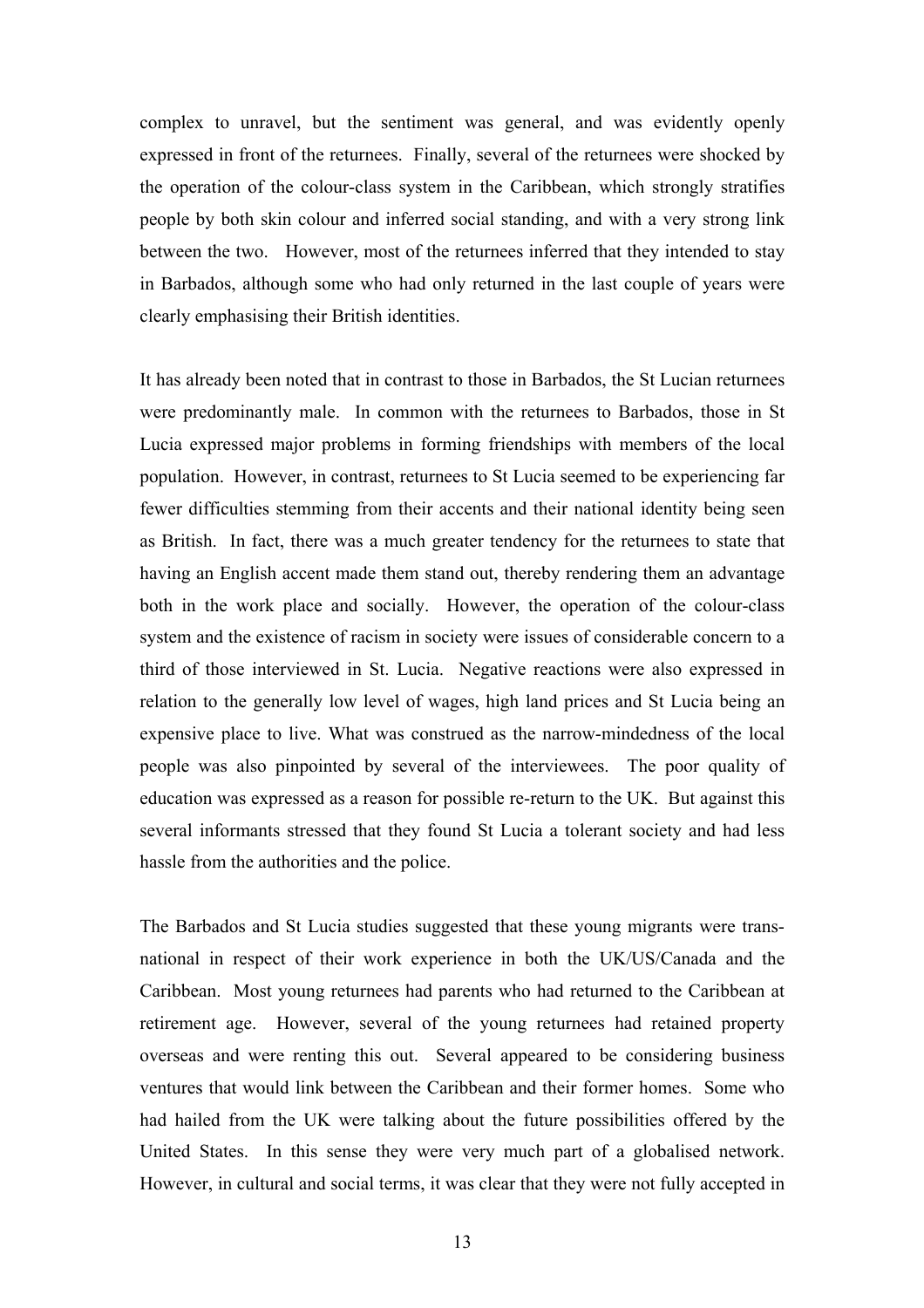complex to unravel, but the sentiment was general, and was evidently openly expressed in front of the returnees. Finally, several of the returnees were shocked by the operation of the colour-class system in the Caribbean, which strongly stratifies people by both skin colour and inferred social standing, and with a very strong link between the two. However, most of the returnees inferred that they intended to stay in Barbados, although some who had only returned in the last couple of years were clearly emphasising their British identities.

It has already been noted that in contrast to those in Barbados, the St Lucian returnees were predominantly male. In common with the returnees to Barbados, those in St Lucia expressed major problems in forming friendships with members of the local population. However, in contrast, returnees to St Lucia seemed to be experiencing far fewer difficulties stemming from their accents and their national identity being seen as British. In fact, there was a much greater tendency for the returnees to state that having an English accent made them stand out, thereby rendering them an advantage both in the work place and socially. However, the operation of the colour-class system and the existence of racism in society were issues of considerable concern to a third of those interviewed in St. Lucia. Negative reactions were also expressed in relation to the generally low level of wages, high land prices and St Lucia being an expensive place to live. What was construed as the narrow-mindedness of the local people was also pinpointed by several of the interviewees. The poor quality of education was expressed as a reason for possible re-return to the UK. But against this several informants stressed that they found St Lucia a tolerant society and had less hassle from the authorities and the police.

The Barbados and St Lucia studies suggested that these young migrants were trans-national in respect of their work experience in both the UK/US/Canada and the Caribbean. Most young returnees had parents who had returned to the Caribbean at retirement age. However, several of the young returnees had retained property overseas and were renting this out. Several appeared to be considering business ventures that would link between the Caribbean and their former homes. Some who had hailed from the UK were talking about the future possibilities offered by the United States. In this sense they were very much part of a globalised network. However, in cultural and social terms, it was clear that they were not fully accepted in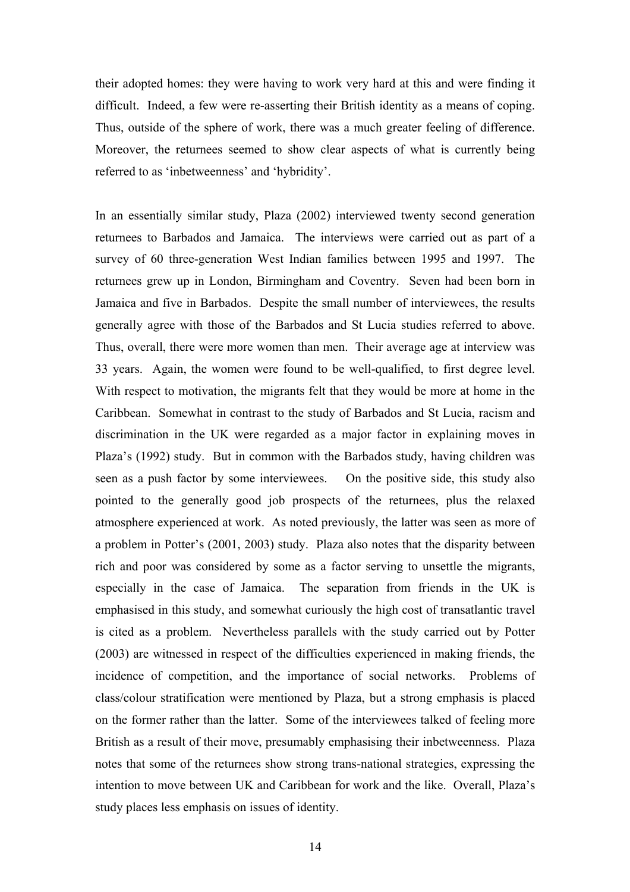their adopted homes: they were having to work very hard at this and were finding it difficult. Indeed, a few were re-asserting their British identity as a means of coping. Thus, outside of the sphere of work, there was a much greater feeling of difference. Moreover, the returnees seemed to show clear aspects of what is currently being referred to as 'inbetweenness' and 'hybridity'.

In an essentially similar study, Plaza (2002) interviewed twenty second generation returnees to Barbados and Jamaica. The interviews were carried out as part of a survey of 60 three-generation West Indian families between 1995 and 1997. The returnees grew up in London, Birmingham and Coventry. Seven had been born in Jamaica and five in Barbados. Despite the small number of interviewees, the results generally agree with those of the Barbados and St Lucia studies referred to above. Thus, overall, there were more women than men. Their average age at interview was 33 years. Again, the women were found to be well-qualified, to first degree level. With respect to motivation, the migrants felt that they would be more at home in the Caribbean. Somewhat in contrast to the study of Barbados and St Lucia, racism and discrimination in the UK were regarded as a major factor in explaining moves in Plaza's (1992) study. But in common with the Barbados study, having children was seen as a push factor by some interviewees. On the positive side, this study also pointed to the generally good job prospects of the returnees, plus the relaxed atmosphere experienced at work. As noted previously, the latter was seen as more of a problem in Potter's (2001, 2003) study. Plaza also notes that the disparity between rich and poor was considered by some as a factor serving to unsettle the migrants, especially in the case of Jamaica. The separation from friends in the UK is emphasised in this study, and somewhat curiously the high cost of transatlantic travel is cited as a problem. Nevertheless parallels with the study carried out by Potter (2003) are witnessed in respect of the difficulties experienced in making friends, the incidence of competition, and the importance of social networks. Problems of class/colour stratification were mentioned by Plaza, but a strong emphasis is placed on the former rather than the latter. Some of the interviewees talked of feeling more British as a result of their move, presumably emphasising their inbetweenness. Plaza notes that some of the returnees show strong trans-national strategies, expressing the intention to move between UK and Caribbean for work and the like. Overall, Plaza's study places less emphasis on issues of identity.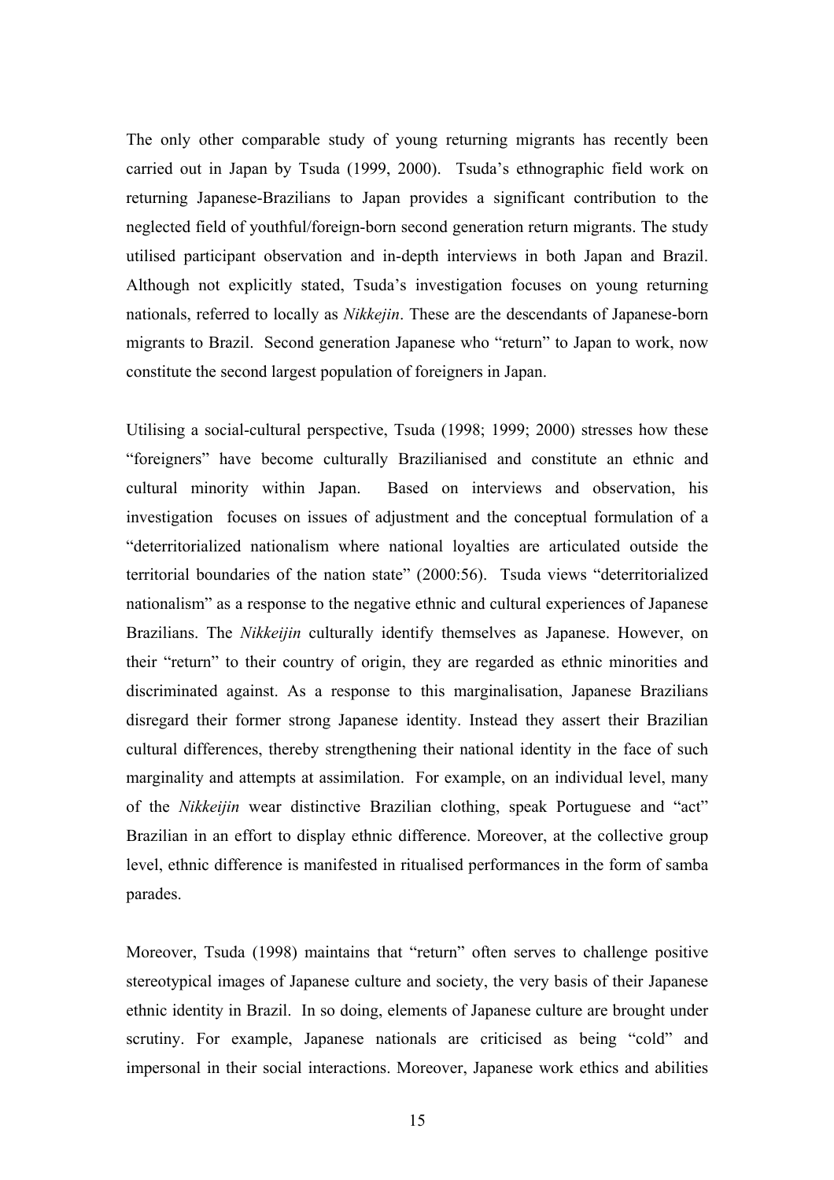The only other comparable study of young returning migrants has recently been carried out in Japan by Tsuda (1999, 2000). Tsuda's ethnographic field work on returning Japanese-Brazilians to Japan provides a significant contribution to the neglected field of youthful/foreign-born second generation return migrants. The study utilised participant observation and in-depth interviews in both Japan and Brazil. Although not explicitly stated, Tsuda's investigation focuses on young returning nationals, referred to locally as *Nikkejin*. These are the descendants of Japanese-born migrants to Brazil. Second generation Japanese who "return" to Japan to work, now constitute the second largest population of foreigners in Japan.

Utilising a social-cultural perspective, Tsuda (1998; 1999; 2000) stresses how these "foreigners" have become culturally Brazilianised and constitute an ethnic and cultural minority within Japan. Based on interviews and observation, his investigation focuses on issues of adjustment and the conceptual formulation of a "deterritorialized nationalism where national loyalties are articulated outside the territorial boundaries of the nation state" (2000:56). Tsuda views "deterritorialized nationalism" as a response to the negative ethnic and cultural experiences of Japanese Brazilians. The *Nikkeijin* culturally identify themselves as Japanese. However, on their "return" to their country of origin, they are regarded as ethnic minorities and discriminated against. As a response to this marginalisation, Japanese Brazilians disregard their former strong Japanese identity. Instead they assert their Brazilian cultural differences, thereby strengthening their national identity in the face of such marginality and attempts at assimilation. For example, on an individual level, many of the *Nikkeijin* wear distinctive Brazilian clothing, speak Portuguese and "act" Brazilian in an effort to display ethnic difference. Moreover, at the collective group level, ethnic difference is manifested in ritualised performances in the form of samba parades.

Moreover, Tsuda (1998) maintains that "return" often serves to challenge positive stereotypical images of Japanese culture and society, the very basis of their Japanese ethnic identity in Brazil. In so doing, elements of Japanese culture are brought under scrutiny. For example, Japanese nationals are criticised as being "cold" and impersonal in their social interactions. Moreover, Japanese work ethics and abilities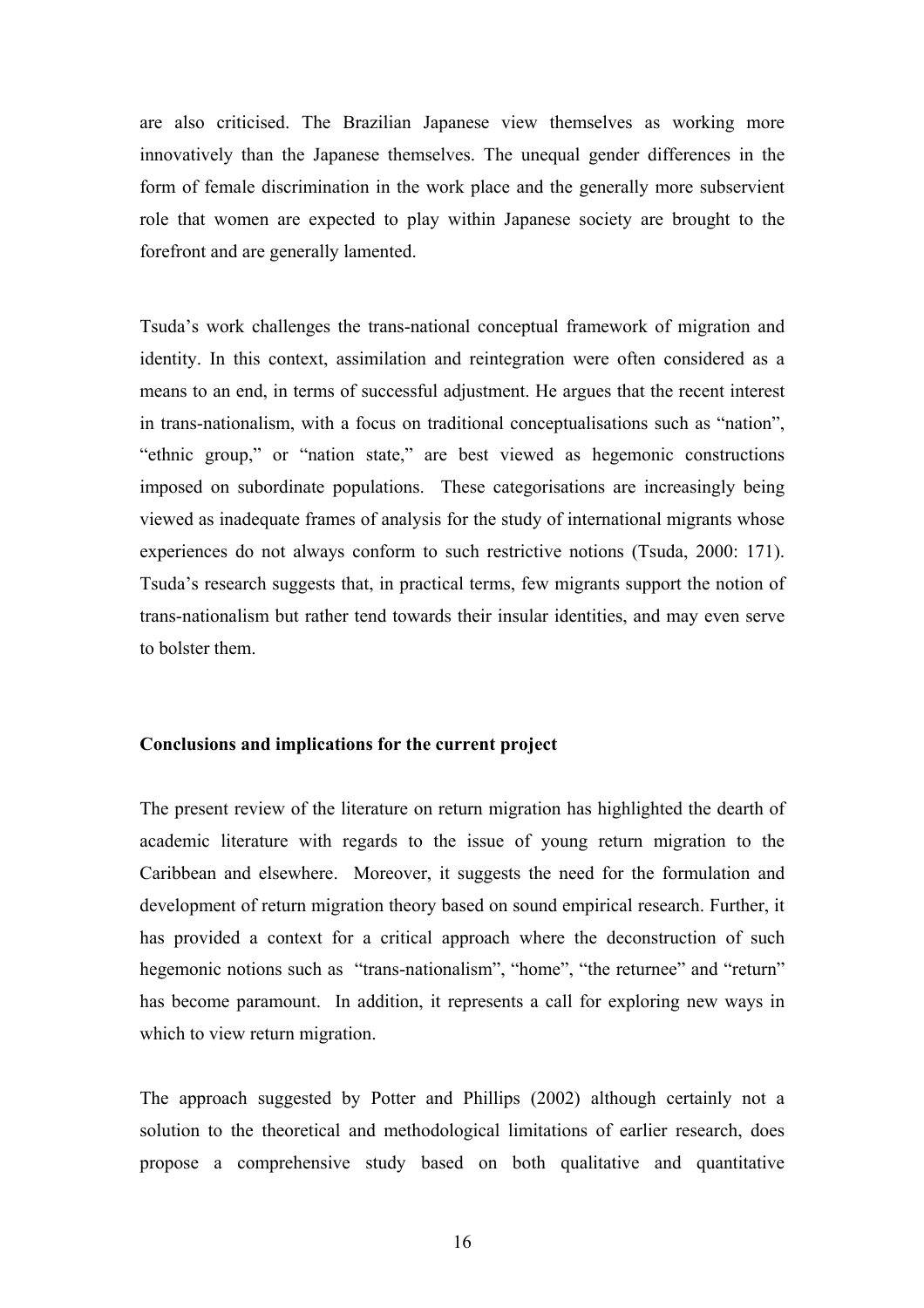are also criticised. The Brazilian Japanese view themselves as working more innovatively than the Japanese themselves. The unequal gender differences in the form of female discrimination in the work place and the generally more subservient role that women are expected to play within Japanese society are brought to the forefront and are generally lamented.

Tsuda's work challenges the trans-national conceptual framework of migration and identity. In this context, assimilation and reintegration were often considered as a means to an end, in terms of successful adjustment. He argues that the recent interest in trans-nationalism, with a focus on traditional conceptualisations such as "nation", "ethnic group," or "nation state," are best viewed as hegemonic constructions imposed on subordinate populations. These categorisations are increasingly being viewed as inadequate frames of analysis for the study of international migrants whose experiences do not always conform to such restrictive notions (Tsuda, 2000: 171). Tsuda's research suggests that, in practical terms, few migrants support the notion of trans-nationalism but rather tend towards their insular identities, and may even serve to bolster them.

**Conclusions and implications for the current project**

The present review of the literature on return migration has highlighted the dearth of academic literature with regards to the issue of young return migration to the Caribbean and elsewhere. Moreover, it suggests the need for the formulation and development of return migration theory based on sound empirical research. Further, it has provided a context for a critical approach where the deconstruction of such hegemonic notions such as "trans-nationalism", "home", "the returnee" and "return" has become paramount. In addition, it represents a call for exploring new ways in which to view return migration.

The approach suggested by Potter and Phillips (2002) although certainly not a solution to the theoretical and methodological limitations of earlier research, does propose a comprehensive study based on both qualitative and quantitative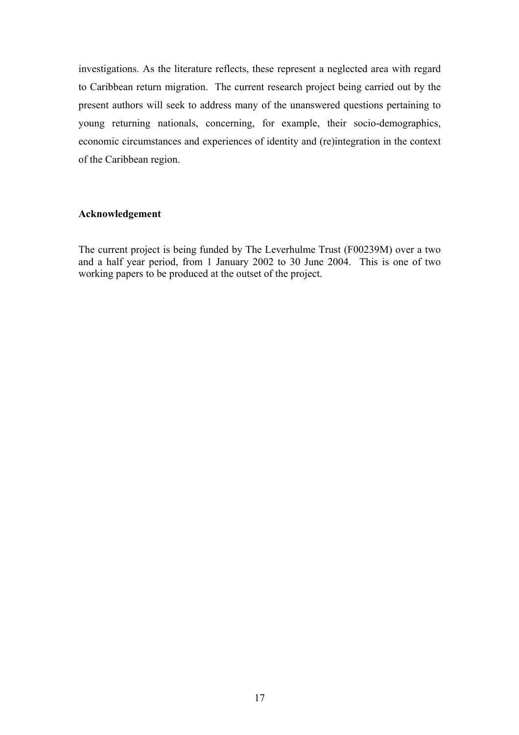investigations. As the literature reflects, these represent a neglected area with regard to Caribbean return migration. The current research project being carried out by the present authors will seek to address many of the unanswered questions pertaining to young returning nationals, concerning, for example, their socio-demographics, economic circumstances and experiences of identity and (re)integration in the context of the Caribbean region.

**Acknowledgement**

The current project is being funded by The Leverhulme Trust (F00239M) over a two and a half year period, from 1 January 2002 to 30 June 2004. This is one of two working papers to be produced at the outset of the project.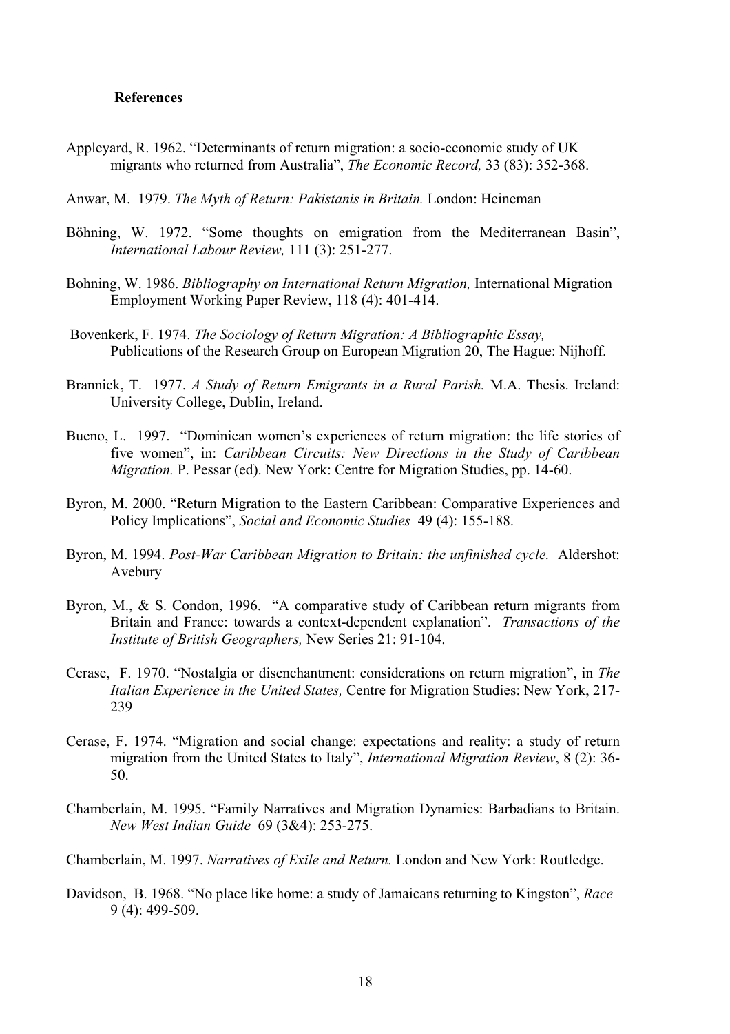**References**

Appleyard, R. 1962. "Determinants of return migration: a socio-economic study of UK migrants who returned from Australia", *The Economic Record,* 33 (83): 352-368.

Anwar, M. 1979. *The Myth of Return: Pakistanis in Britain.* London: Heineman

Böhning, W. 1972. "Some thoughts on emigration from the Mediterranean Basin", *International Labour Review,* 111 (3): 251-277.

Bohning, W. 1986. *Bibliography on International Return Migration,* International Migration Employment Working Paper Review, 118 (4): 401-414.

Bovenkerk, F. 1974. *The Sociology of Return Migration: A Bibliographic Essay,* Publications of the Research Group on European Migration 20, The Hague: Nijhoff.

Brannick, T. 1977. *A Study of Return Emigrants in a Rural Parish.* M.A. Thesis. Ireland: University College, Dublin, Ireland.

Bueno, L. 1997. "Dominican women's experiences of return migration: the life stories of five women", in: *Caribbean Circuits: New Directions in the Study of Caribbean Migration.* P. Pessar (ed). New York: Centre for Migration Studies, pp. 14-60.

Byron, M. 2000. "Return Migration to the Eastern Caribbean: Comparative Experiences and Policy Implications", *Social and Economic Studies* 49 (4): 155-188.

Byron, M. 1994. *Post-War Caribbean Migration to Britain: the unfinished cycle.* Aldershot: Avebury

Byron, M., & S. Condon, 1996. "A comparative study of Caribbean return migrants from Britain and France: towards a context-dependent explanation". *Transactions of the Institute of British Geographers,* New Series 21: 91-104.

Cerase, F. 1970. "Nostalgia or disenchantment: considerations on return migration", in *The Italian Experience in the United States,* Centre for Migration Studies: New York, 217-239

Cerase, F. 1974. "Migration and social change: expectations and reality: a study of return migration from the United States to Italy", *International Migration Review*, 8 (2): 36-50.

Chamberlain, M. 1995. "Family Narratives and Migration Dynamics: Barbadians to Britain. *New West Indian Guide* 69 (3&4): 253-275.

Chamberlain, M. 1997. *Narratives of Exile and Return.* London and New York: Routledge.

Davidson, B. 1968. "No place like home: a study of Jamaicans returning to Kingston", *Race* 9 (4): 499-509.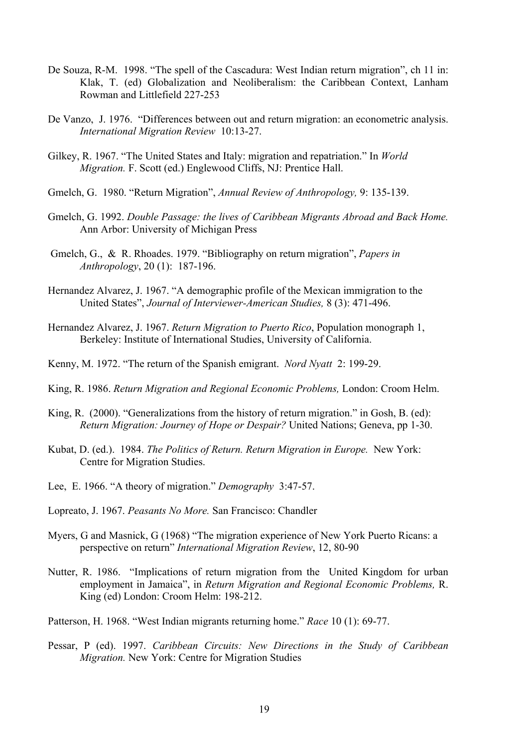De Souza, R-M. 1998. "The spell of the Cascadura: West Indian return migration", ch 11 in: Klak, T. (ed) Globalization and Neoliberalism: the Caribbean Context, Lanham Rowman and Littlefield 227-253

De Vanzo, J. 1976. "Differences between out and return migration: an econometric analysis. *International Migration Review* 10:13-27.

Gilkey, R. 1967. "The United States and Italy: migration and repatriation." In *World Migration.* F. Scott (ed.) Englewood Cliffs, NJ: Prentice Hall.

Gmelch, G. 1980. "Return Migration", *Annual Review of Anthropology,* 9: 135-139.

Gmelch, G. 1992. *Double Passage: the lives of Caribbean Migrants Abroad and Back Home.* Ann Arbor: University of Michigan Press

Gmelch, G., & R. Rhoades. 1979. "Bibliography on return migration", *Papers in Anthropology*, 20 (1): 187-196.

Hernandez Alvarez, J. 1967. "A demographic profile of the Mexican immigration to the United States", *Journal of Interviewer-American Studies,* 8 (3): 471-496.

Hernandez Alvarez, J. 1967. *Return Migration to Puerto Rico*, Population monograph 1, Berkeley: Institute of International Studies, University of California.

Kenny, M. 1972. "The return of the Spanish emigrant. *Nord Nyatt* 2: 199-29.

King, R. 1986. *Return Migration and Regional Economic Problems,* London: Croom Helm.

King, R. (2000). "Generalizations from the history of return migration." in Gosh, B. (ed): *Return Migration: Journey of Hope or Despair?* United Nations; Geneva, pp 1-30.

Kubat, D. (ed.). 1984. *The Politics of Return. Return Migration in Europe.* New York: Centre for Migration Studies.

Lee, E. 1966. "A theory of migration." *Demography* 3:47-57.

Lopreato, J. 1967. *Peasants No More.* San Francisco: Chandler

Myers, G and Masnick, G (1968) "The migration experience of New York Puerto Ricans: a perspective on return" *International Migration Review*, 12, 80-90

Nutter, R. 1986. "Implications of return migration from the United Kingdom for urban employment in Jamaica", in *Return Migration and Regional Economic Problems,* R. King (ed) London: Croom Helm: 198-212.

Patterson, H. 1968. "West Indian migrants returning home." *Race* 10 (1): 69-77.

Pessar, P (ed). 1997. *Caribbean Circuits: New Directions in the Study of Caribbean Migration.* New York: Centre for Migration Studies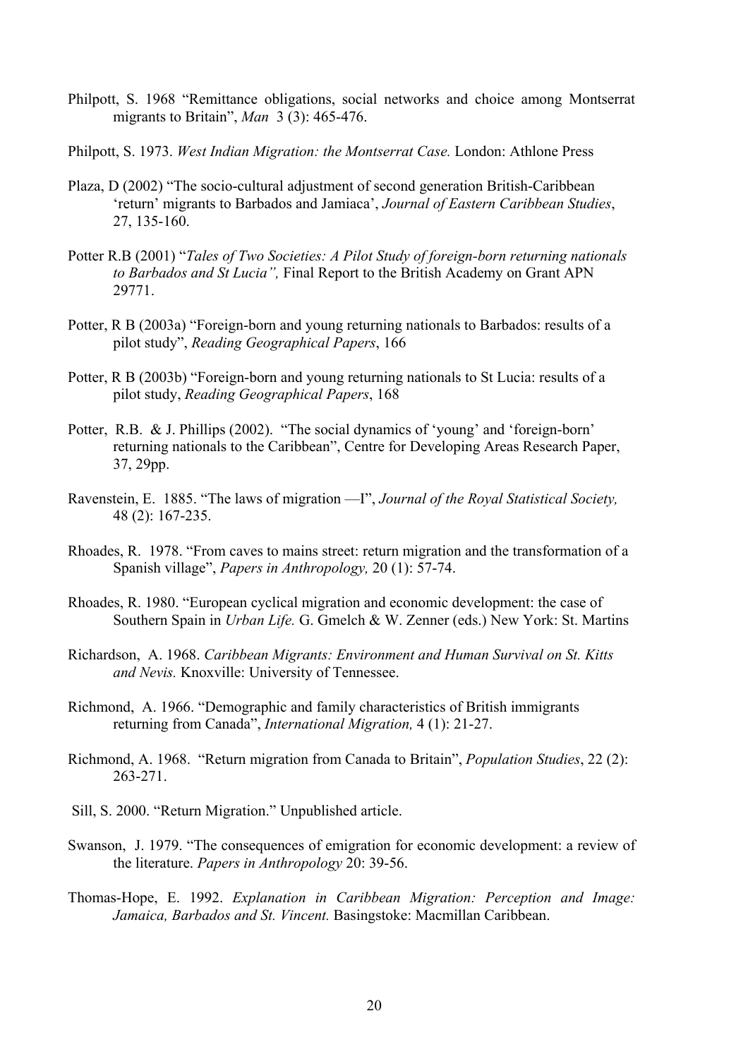Philpott, S. 1968 "Remittance obligations, social networks and choice among Montserrat migrants to Britain", *Man* 3 (3): 465-476.

Philpott, S. 1973. *West Indian Migration: the Montserrat Case.* London: Athlone Press

Plaza, D (2002) "The socio-cultural adjustment of second generation British-Caribbean 'return' migrants to Barbados and Jamiaca', *Journal of Eastern Caribbean Studies*, 27, 135-160.

Potter R.B (2001) "*Tales of Two Societies: A Pilot Study of foreign-born returning nationals to Barbados and St Lucia",* Final Report to the British Academy on Grant APN 29771.

Potter, R B (2003a) "Foreign-born and young returning nationals to Barbados: results of a pilot study", *Reading Geographical Papers*, 166

Potter, R B (2003b) "Foreign-born and young returning nationals to St Lucia: results of a pilot study, *Reading Geographical Papers*, 168

Potter, R.B. & J. Phillips (2002). "The social dynamics of 'young' and 'foreign-born' returning nationals to the Caribbean", Centre for Developing Areas Research Paper, 37, 29pp.

Ravenstein, E. 1885. "The laws of migration —I", *Journal of the Royal Statistical Society,* 48 (2): 167-235.

Rhoades, R. 1978. "From caves to mains street: return migration and the transformation of a Spanish village", *Papers in Anthropology,* 20 (1): 57-74.

Rhoades, R. 1980. "European cyclical migration and economic development: the case of Southern Spain in *Urban Life.* G. Gmelch & W. Zenner (eds.) New York: St. Martins

Richardson, A. 1968. *Caribbean Migrants: Environment and Human Survival on St. Kitts and Nevis.* Knoxville: University of Tennessee.

Richmond, A. 1966. "Demographic and family characteristics of British immigrants returning from Canada", *International Migration,* 4 (1): 21-27.

Richmond, A. 1968. "Return migration from Canada to Britain", *Population Studies*, 22 (2): 263-271.

Sill, S. 2000. "Return Migration." Unpublished article.

Swanson, J. 1979. "The consequences of emigration for economic development: a review of the literature. *Papers in Anthropology* 20: 39-56.

Thomas-Hope, E. 1992. *Explanation in Caribbean Migration: Perception and Image: Jamaica, Barbados and St. Vincent.* Basingstoke: Macmillan Caribbean.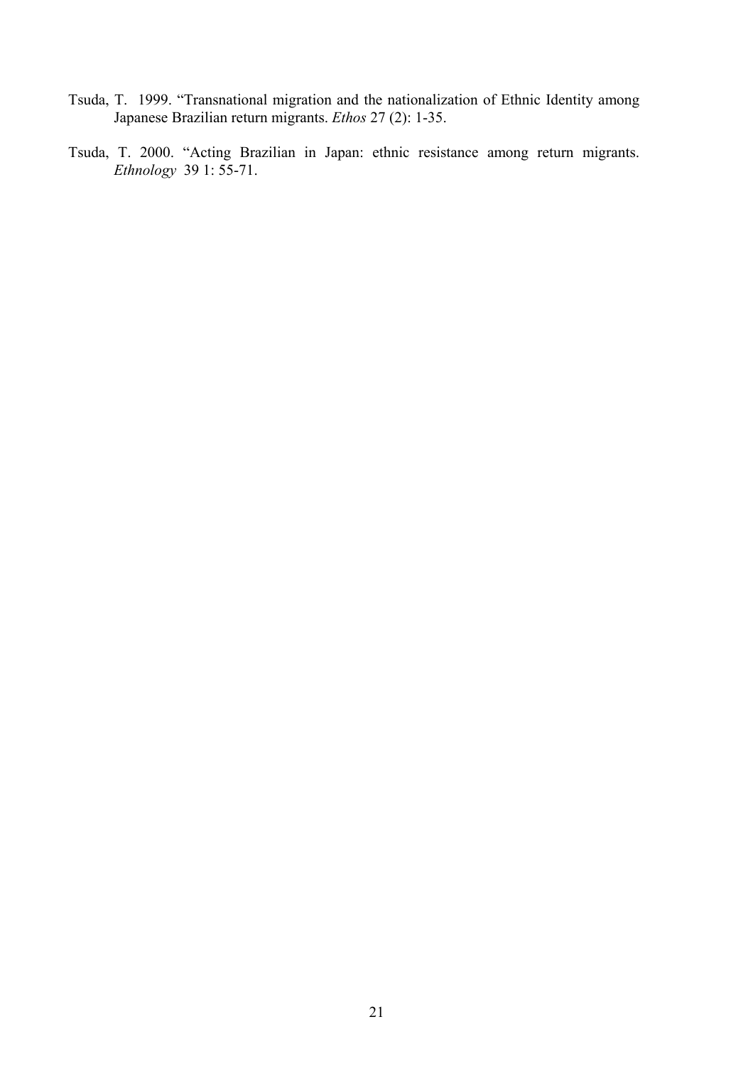Tsuda, T. 1999. "Transnational migration and the nationalization of Ethnic Identity among Japanese Brazilian return migrants. *Ethos* 27 (2): 1-35.

Tsuda, T. 2000. "Acting Brazilian in Japan: ethnic resistance among return migrants. *Ethnology* 39 1: 55-71.